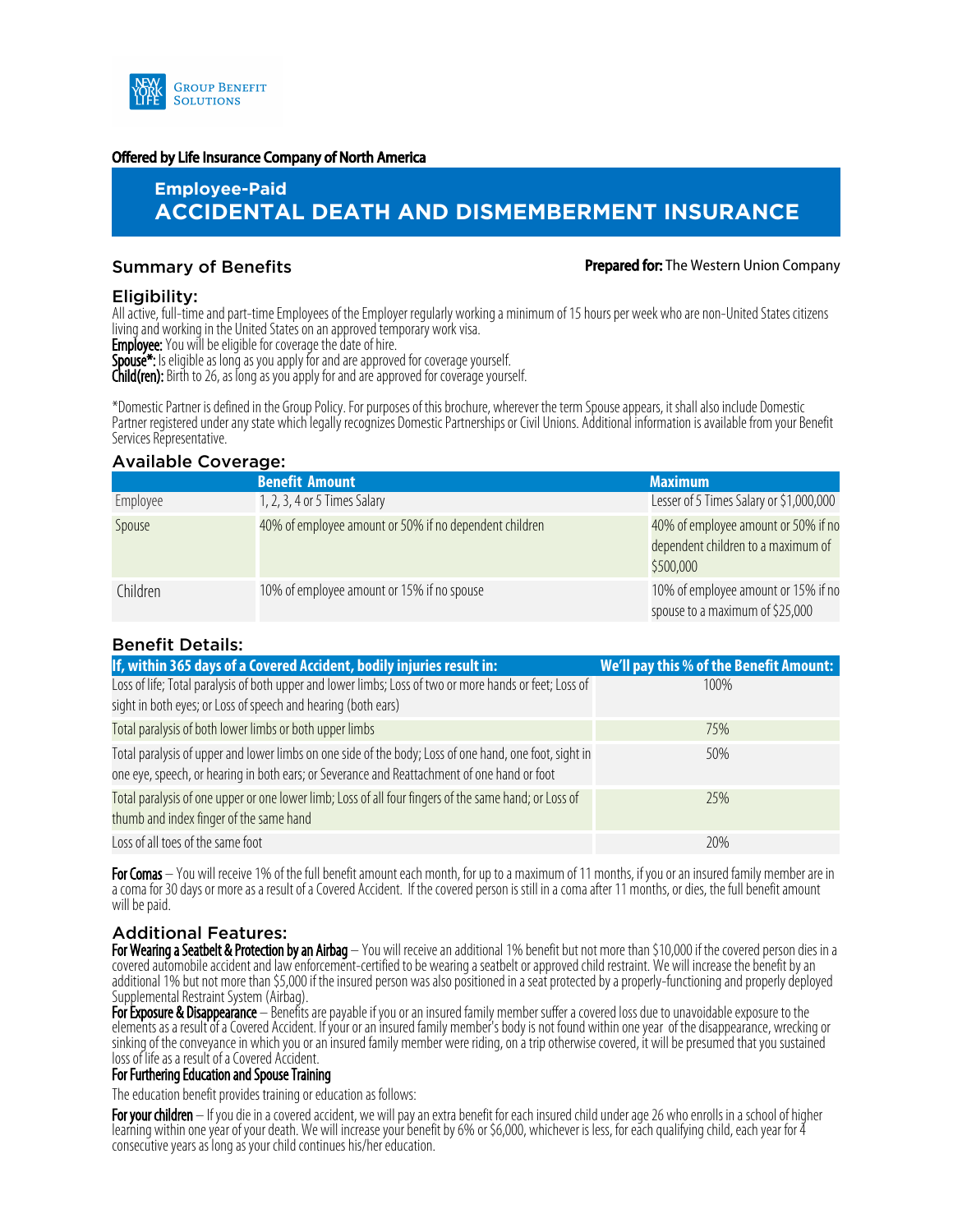NEW YORK LIFE GROUP BENEFIT SOLUTIONS

**Offered by Life Insurance Company of North America**

## Employee-Paid
# ACCIDENTAL DEATH AND DISMEMBERMENT INSURANCE

## Summary of Benefits

**Prepared for:** The Western Union Company

### Eligibility:

All active, full-time and part-time Employees of the Employer regularly working a minimum of 15 hours per week who are non-United States citizens living and working in the United States on an approved temporary work visa.

**Employee:** You will be eligible for coverage the date of hire.

**Spouse*:** Is eligible as long as you apply for and are approved for coverage yourself.

**Child(ren):** Birth to 26, as long as you apply for and are approved for coverage yourself.

*Domestic Partner is defined in the Group Policy. For purposes of this brochure, wherever the term Spouse appears, it shall also include Domestic Partner registered under any state which legally recognizes Domestic Partnerships or Civil Unions. Additional information is available from your Benefit Services Representative.

### Available Coverage:

| | Benefit Amount | Maximum |
|---|---|---|
| Employee | 1, 2, 3, 4 or 5 Times Salary | Lesser of 5 Times Salary or $1,000,000 |
| Spouse | 40% of employee amount or 50% if no dependent children | 40% of employee amount or 50% if no dependent children to a maximum of $500,000 |
| Children | 10% of employee amount or 15% if no spouse | 10% of employee amount or 15% if no spouse to a maximum of $25,000 |

### Benefit Details:

| If, within 365 days of a Covered Accident, bodily injuries result in: | We'll pay this % of the Benefit Amount: |
|---|---|
| Loss of life; Total paralysis of both upper and lower limbs; Loss of two or more hands or feet; Loss of sight in both eyes; or Loss of speech and hearing (both ears) | 100% |
| Total paralysis of both lower limbs or both upper limbs | 75% |
| Total paralysis of upper and lower limbs on one side of the body; Loss of one hand, one foot, sight in one eye, speech, or hearing in both ears; or Severance and Reattachment of one hand or foot | 50% |
| Total paralysis of one upper or one lower limb; Loss of all four fingers of the same hand; or Loss of thumb and index finger of the same hand | 25% |
| Loss of all toes of the same foot | 20% |

**For Comas** – You will receive 1% of the full benefit amount each month, for up to a maximum of 11 months, if you or an insured family member are in a coma for 30 days or more as a result of a Covered Accident. If the covered person is still in a coma after 11 months, or dies, the full benefit amount will be paid.

### Additional Features:

**For Wearing a Seatbelt & Protection by an Airbag** – You will receive an additional 1% benefit but not more than $10,000 if the covered person dies in a covered automobile accident and law enforcement-certified to be wearing a seatbelt or approved child restraint. We will increase the benefit by an additional 1% but not more than $5,000 if the insured person was also positioned in a seat protected by a properly-functioning and properly deployed Supplemental Restraint System (Airbag).

**For Exposure & Disappearance** – Benefits are payable if you or an insured family member suffer a covered loss due to unavoidable exposure to the elements as a result of a Covered Accident. If your or an insured family member's body is not found within one year of the disappearance, wrecking or sinking of the conveyance in which you or an insured family member were riding, on a trip otherwise covered, it will be presumed that you sustained loss of life as a result of a Covered Accident.

**For Furthering Education and Spouse Training**

The education benefit provides training or education as follows:

**For your children** – If you die in a covered accident, we will pay an extra benefit for each insured child under age 26 who enrolls in a school of higher learning within one year of your death. We will increase your benefit by 6% or $6,000, whichever is less, for each qualifying child, each year for 4 consecutive years as long as your child continues his/her education.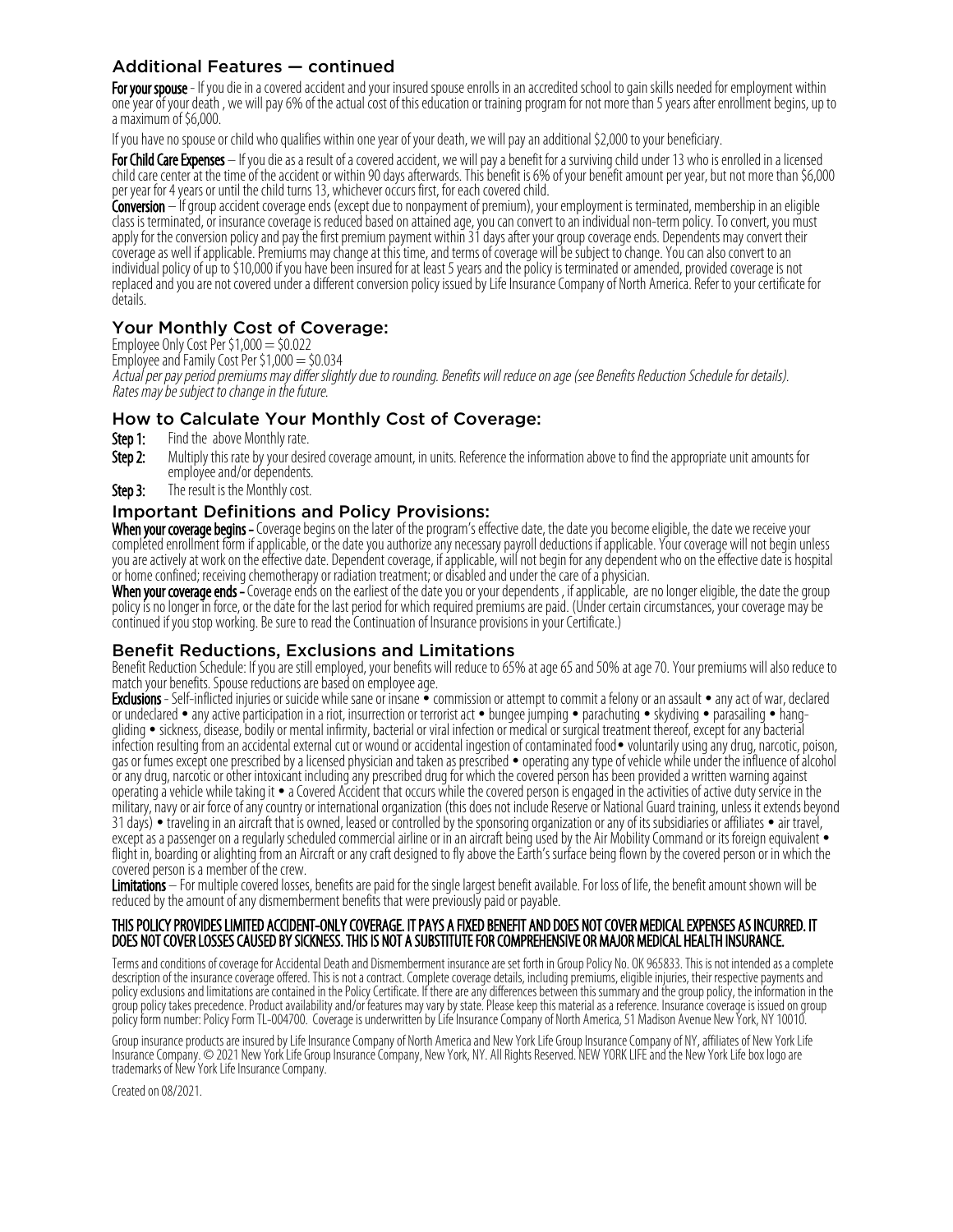## Additional Features — continued

**For your spouse** - If you die in a covered accident and your insured spouse enrolls in an accredited school to gain skills needed for employment within one year of your death , we will pay 6% of the actual cost of this education or training program for not more than 5 years after enrollment begins, up to a maximum of $6,000.

If you have no spouse or child who qualifies within one year of your death, we will pay an additional $2,000 to your beneficiary.

**For Child Care Expenses** – If you die as a result of a covered accident, we will pay a benefit for a surviving child under 13 who is enrolled in a licensed child care center at the time of the accident or within 90 days afterwards. This benefit is 6% of your benefit amount per year, but not more than $6,000 per year for 4 years or until the child turns 13, whichever occurs first, for each covered child.

**Conversion** – If group accident coverage ends (except due to nonpayment of premium), your employment is terminated, membership in an eligible class is terminated, or insurance coverage is reduced based on attained age, you can convert to an individual non-term policy. To convert, you must apply for the conversion policy and pay the first premium payment within 31 days after your group coverage ends. Dependents may convert their coverage as well if applicable. Premiums may change at this time, and terms of coverage will be subject to change. You can also convert to an individual policy of up to $10,000 if you have been insured for at least 5 years and the policy is terminated or amended, provided coverage is not replaced and you are not covered under a different conversion policy issued by Life Insurance Company of North America. Refer to your certificate for details.

## Your Monthly Cost of Coverage:

Employee Only Cost Per $1,000 = $0.022

Employee and Family Cost Per $1,000 = $0.034

*Actual per pay period premiums may differ slightly due to rounding. Benefits will reduce on age (see Benefits Reduction Schedule for details). Rates may be subject to change in the future.*

## How to Calculate Your Monthly Cost of Coverage:

**Step 1:** Find the above Monthly rate.

**Step 2:** Multiply this rate by your desired coverage amount, in units. Reference the information above to find the appropriate unit amounts for employee and/or dependents.

**Step 3:** The result is the Monthly cost.

## Important Definitions and Policy Provisions:

**When your coverage begins -** Coverage begins on the later of the program's effective date, the date you become eligible, the date we receive your completed enrollment form if applicable, or the date you authorize any necessary payroll deductions if applicable. Your coverage will not begin unless you are actively at work on the effective date. Dependent coverage, if applicable, will not begin for any dependent who on the effective date is hospital or home confined; receiving chemotherapy or radiation treatment; or disabled and under the care of a physician.

**When your coverage ends -** Coverage ends on the earliest of the date you or your dependents , if applicable, are no longer eligible, the date the group policy is no longer in force, or the date for the last period for which required premiums are paid. (Under certain circumstances, your coverage may be continued if you stop working. Be sure to read the Continuation of Insurance provisions in your Certificate.)

## Benefit Reductions, Exclusions and Limitations

Benefit Reduction Schedule: If you are still employed, your benefits will reduce to 65% at age 65 and 50% at age 70. Your premiums will also reduce to match your benefits. Spouse reductions are based on employee age.

**Exclusions** - Self-inflicted injuries or suicide while sane or insane • commission or attempt to commit a felony or an assault • any act of war, declared or undeclared • any active participation in a riot, insurrection or terrorist act • bungee jumping • parachuting • skydiving • parasailing • hang-gliding • sickness, disease, bodily or mental infirmity, bacterial or viral infection or medical or surgical treatment thereof, except for any bacterial infection resulting from an accidental external cut or wound or accidental ingestion of contaminated food• voluntarily using any drug, narcotic, poison, gas or fumes except one prescribed by a licensed physician and taken as prescribed • operating any type of vehicle while under the influence of alcohol or any drug, narcotic or other intoxicant including any prescribed drug for which the covered person has been provided a written warning against operating a vehicle while taking it • a Covered Accident that occurs while the covered person is engaged in the activities of active duty service in the military, navy or air force of any country or international organization (this does not include Reserve or National Guard training, unless it extends beyond 31 days) • traveling in an aircraft that is owned, leased or controlled by the sponsoring organization or any of its subsidiaries or affiliates • air travel, except as a passenger on a regularly scheduled commercial airline or in an aircraft being used by the Air Mobility Command or its foreign equivalent • flight in, boarding or alighting from an Aircraft or any craft designed to fly above the Earth's surface being flown by the covered person or in which the covered person is a member of the crew.

**Limitations** – For multiple covered losses, benefits are paid for the single largest benefit available. For loss of life, the benefit amount shown will be reduced by the amount of any dismemberment benefits that were previously paid or payable.

**THIS POLICY PROVIDES LIMITED ACCIDENT-ONLY COVERAGE. IT PAYS A FIXED BENEFIT AND DOES NOT COVER MEDICAL EXPENSES AS INCURRED. IT DOES NOT COVER LOSSES CAUSED BY SICKNESS. THIS IS NOT A SUBSTITUTE FOR COMPREHENSIVE OR MAJOR MEDICAL HEALTH INSURANCE.**

Terms and conditions of coverage for Accidental Death and Dismemberment insurance are set forth in Group Policy No. OK 965833. This is not intended as a complete description of the insurance coverage offered. This is not a contract. Complete coverage details, including premiums, eligible injuries, their respective payments and policy exclusions and limitations are contained in the Policy Certificate. If there are any differences between this summary and the group policy, the information in the group policy takes precedence. Product availability and/or features may vary by state. Please keep this material as a reference. Insurance coverage is issued on group policy form number: Policy Form TL-004700. Coverage is underwritten by Life Insurance Company of North America, 51 Madison Avenue New York, NY 10010.

Group insurance products are insured by Life Insurance Company of North America and New York Life Group Insurance Company of NY, affiliates of New York Life Insurance Company. © 2021 New York Life Group Insurance Company, New York, NY. All Rights Reserved. NEW YORK LIFE and the New York Life box logo are trademarks of New York Life Insurance Company.

Created on 08/2021.